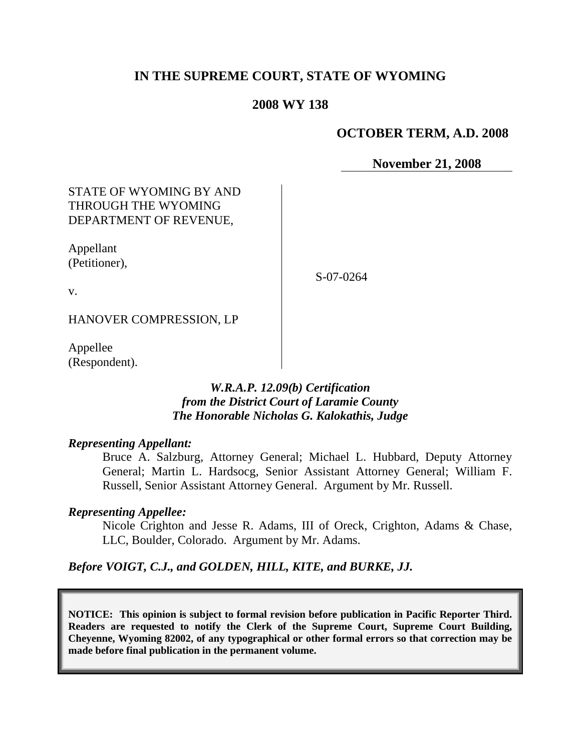# IN THE SUPREME COURT, STATE OF WYOMING

## 2008 WY 138

**OCTOBER TERM, A.D. 2008**

**November 21, 2008**

STATE OF WYOMING BY AND THROUGH THE WYOMING DEPARTMENT OF REVENUE,

Appellant
(Petitioner),

v.

HANOVER COMPRESSION, LP

Appellee
(Respondent).

S-07-0264

*W.R.A.P. 12.09(b) Certification*
*from the District Court of Laramie County*
*The Honorable Nicholas G. Kalokathis, Judge*

***Representing Appellant:***

Bruce A. Salzburg, Attorney General; Michael L. Hubbard, Deputy Attorney General; Martin L. Hardsocg, Senior Assistant Attorney General; William F. Russell, Senior Assistant Attorney General. Argument by Mr. Russell.

***Representing Appellee:***

Nicole Crighton and Jesse R. Adams, III of Oreck, Crighton, Adams & Chase, LLC, Boulder, Colorado. Argument by Mr. Adams.

***Before VOIGT, C.J., and GOLDEN, HILL, KITE, and BURKE, JJ.***

**NOTICE: This opinion is subject to formal revision before publication in Pacific Reporter Third. Readers are requested to notify the Clerk of the Supreme Court, Supreme Court Building, Cheyenne, Wyoming 82002, of any typographical or other formal errors so that correction may be made before final publication in the permanent volume.**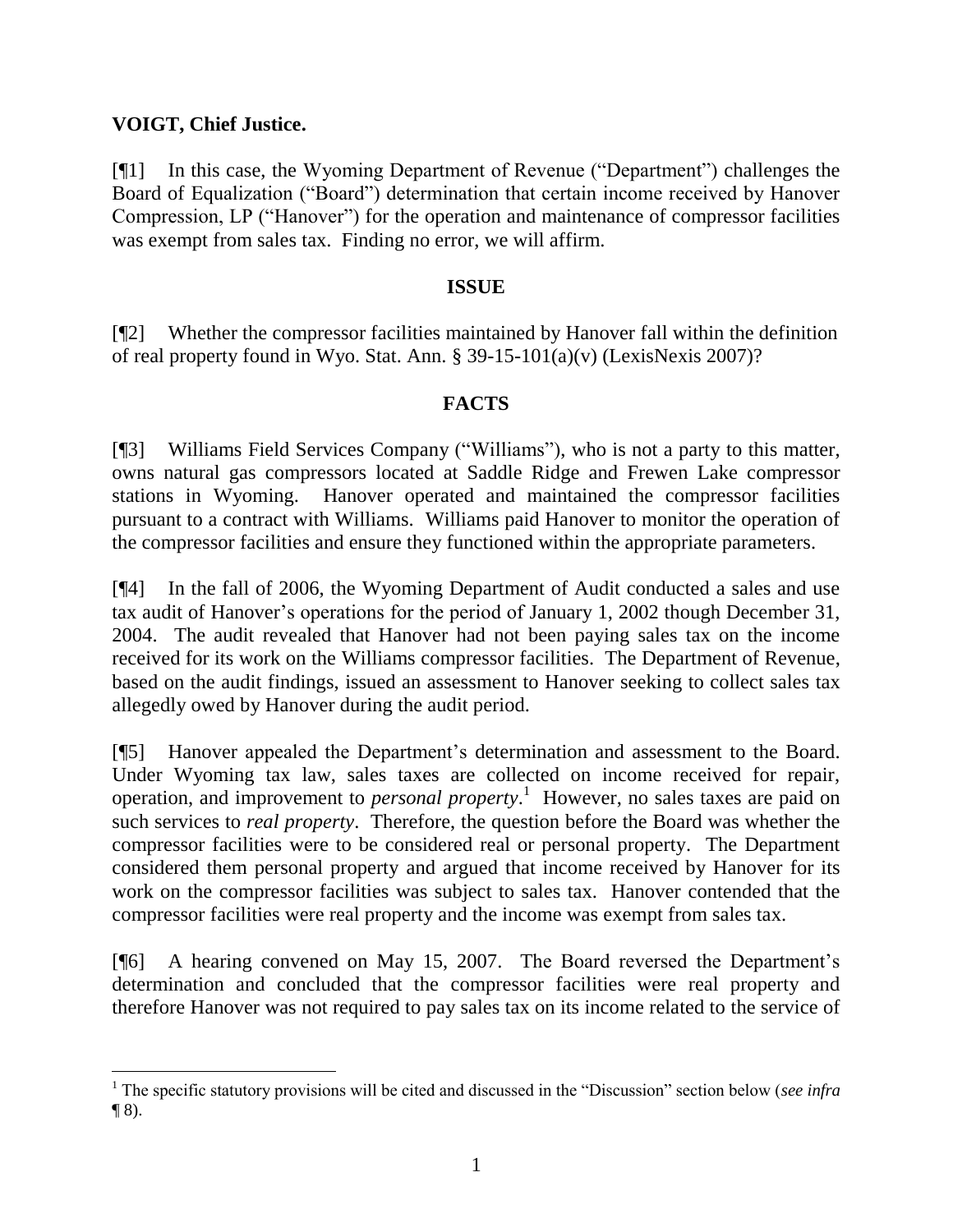**VOIGT, Chief Justice.**

[¶1] In this case, the Wyoming Department of Revenue ("Department") challenges the Board of Equalization ("Board") determination that certain income received by Hanover Compression, LP ("Hanover") for the operation and maintenance of compressor facilities was exempt from sales tax. Finding no error, we will affirm.

## ISSUE

[¶2] Whether the compressor facilities maintained by Hanover fall within the definition of real property found in Wyo. Stat. Ann. § 39-15-101(a)(v) (LexisNexis 2007)?

## FACTS

[¶3] Williams Field Services Company ("Williams"), who is not a party to this matter, owns natural gas compressors located at Saddle Ridge and Frewen Lake compressor stations in Wyoming. Hanover operated and maintained the compressor facilities pursuant to a contract with Williams. Williams paid Hanover to monitor the operation of the compressor facilities and ensure they functioned within the appropriate parameters.

[¶4] In the fall of 2006, the Wyoming Department of Audit conducted a sales and use tax audit of Hanover's operations for the period of January 1, 2002 though December 31, 2004. The audit revealed that Hanover had not been paying sales tax on the income received for its work on the Williams compressor facilities. The Department of Revenue, based on the audit findings, issued an assessment to Hanover seeking to collect sales tax allegedly owed by Hanover during the audit period.

[¶5] Hanover appealed the Department's determination and assessment to the Board. Under Wyoming tax law, sales taxes are collected on income received for repair, operation, and improvement to *personal property*.[1] However, no sales taxes are paid on such services to *real property*. Therefore, the question before the Board was whether the compressor facilities were to be considered real or personal property. The Department considered them personal property and argued that income received by Hanover for its work on the compressor facilities was subject to sales tax. Hanover contended that the compressor facilities were real property and the income was exempt from sales tax.

[¶6] A hearing convened on May 15, 2007. The Board reversed the Department's determination and concluded that the compressor facilities were real property and therefore Hanover was not required to pay sales tax on its income related to the service of

[1] The specific statutory provisions will be cited and discussed in the "Discussion" section below (*see infra* ¶ 8).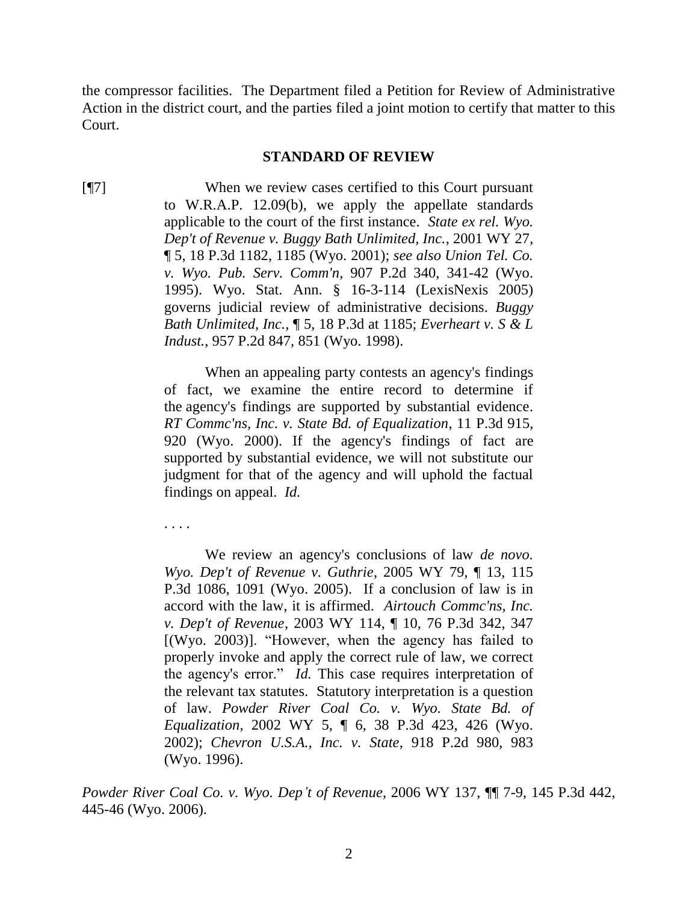the compressor facilities. The Department filed a Petition for Review of Administrative Action in the district court, and the parties filed a joint motion to certify that matter to this Court.

## STANDARD OF REVIEW

[¶7] When we review cases certified to this Court pursuant to W.R.A.P. 12.09(b), we apply the appellate standards applicable to the court of the first instance. *State ex rel. Wyo. Dep't of Revenue v. Buggy Bath Unlimited, Inc.*, 2001 WY 27, ¶ 5, 18 P.3d 1182, 1185 (Wyo. 2001); *see also Union Tel. Co. v. Wyo. Pub. Serv. Comm'n*, 907 P.2d 340, 341-42 (Wyo. 1995). Wyo. Stat. Ann. § 16-3-114 (LexisNexis 2005) governs judicial review of administrative decisions. *Buggy Bath Unlimited, Inc.*, ¶ 5, 18 P.3d at 1185; *Everheart v. S & L Indust.*, 957 P.2d 847, 851 (Wyo. 1998).

> When an appealing party contests an agency's findings of fact, we examine the entire record to determine if the agency's findings are supported by substantial evidence. *RT Commc'ns, Inc. v. State Bd. of Equalization*, 11 P.3d 915, 920 (Wyo. 2000). If the agency's findings of fact are supported by substantial evidence, we will not substitute our judgment for that of the agency and will uphold the factual findings on appeal. *Id.*
>
> . . . .
>
> We review an agency's conclusions of law *de novo*. *Wyo. Dep't of Revenue v. Guthrie*, 2005 WY 79, ¶ 13, 115 P.3d 1086, 1091 (Wyo. 2005). If a conclusion of law is in accord with the law, it is affirmed. *Airtouch Commc'ns, Inc. v. Dep't of Revenue*, 2003 WY 114, ¶ 10, 76 P.3d 342, 347 [(Wyo. 2003)]. "However, when the agency has failed to properly invoke and apply the correct rule of law, we correct the agency's error." *Id.* This case requires interpretation of the relevant tax statutes. Statutory interpretation is a question of law. *Powder River Coal Co. v. Wyo. State Bd. of Equalization*, 2002 WY 5, ¶ 6, 38 P.3d 423, 426 (Wyo. 2002); *Chevron U.S.A., Inc. v. State*, 918 P.2d 980, 983 (Wyo. 1996).

*Powder River Coal Co. v. Wyo. Dep't of Revenue*, 2006 WY 137, ¶¶ 7-9, 145 P.3d 442, 445-46 (Wyo. 2006).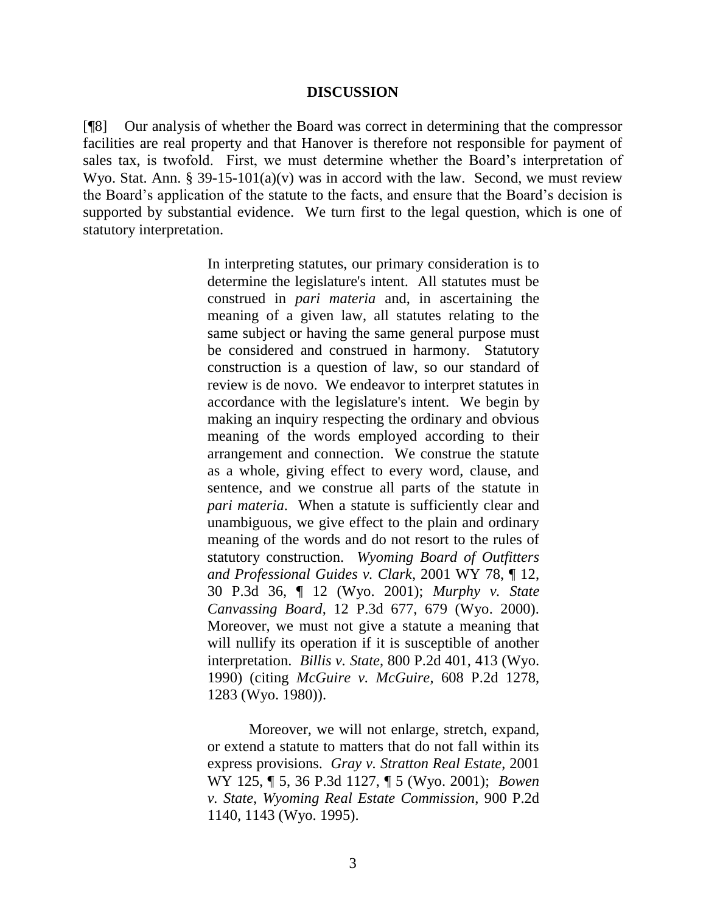## DISCUSSION

[¶8] Our analysis of whether the Board was correct in determining that the compressor facilities are real property and that Hanover is therefore not responsible for payment of sales tax, is twofold. First, we must determine whether the Board's interpretation of Wyo. Stat. Ann. § 39-15-101(a)(v) was in accord with the law. Second, we must review the Board's application of the statute to the facts, and ensure that the Board's decision is supported by substantial evidence. We turn first to the legal question, which is one of statutory interpretation.

> In interpreting statutes, our primary consideration is to determine the legislature's intent. All statutes must be construed in *pari materia* and, in ascertaining the meaning of a given law, all statutes relating to the same subject or having the same general purpose must be considered and construed in harmony. Statutory construction is a question of law, so our standard of review is de novo. We endeavor to interpret statutes in accordance with the legislature's intent. We begin by making an inquiry respecting the ordinary and obvious meaning of the words employed according to their arrangement and connection. We construe the statute as a whole, giving effect to every word, clause, and sentence, and we construe all parts of the statute in *pari materia*. When a statute is sufficiently clear and unambiguous, we give effect to the plain and ordinary meaning of the words and do not resort to the rules of statutory construction. *Wyoming Board of Outfitters and Professional Guides v. Clark*, 2001 WY 78, ¶ 12, 30 P.3d 36, ¶ 12 (Wyo. 2001); *Murphy v. State Canvassing Board*, 12 P.3d 677, 679 (Wyo. 2000). Moreover, we must not give a statute a meaning that will nullify its operation if it is susceptible of another interpretation. *Billis v. State*, 800 P.2d 401, 413 (Wyo. 1990) (citing *McGuire v. McGuire*, 608 P.2d 1278, 1283 (Wyo. 1980)).
>
> Moreover, we will not enlarge, stretch, expand, or extend a statute to matters that do not fall within its express provisions. *Gray v. Stratton Real Estate*, 2001 WY 125, ¶ 5, 36 P.3d 1127, ¶ 5 (Wyo. 2001); *Bowen v. State, Wyoming Real Estate Commission*, 900 P.2d 1140, 1143 (Wyo. 1995).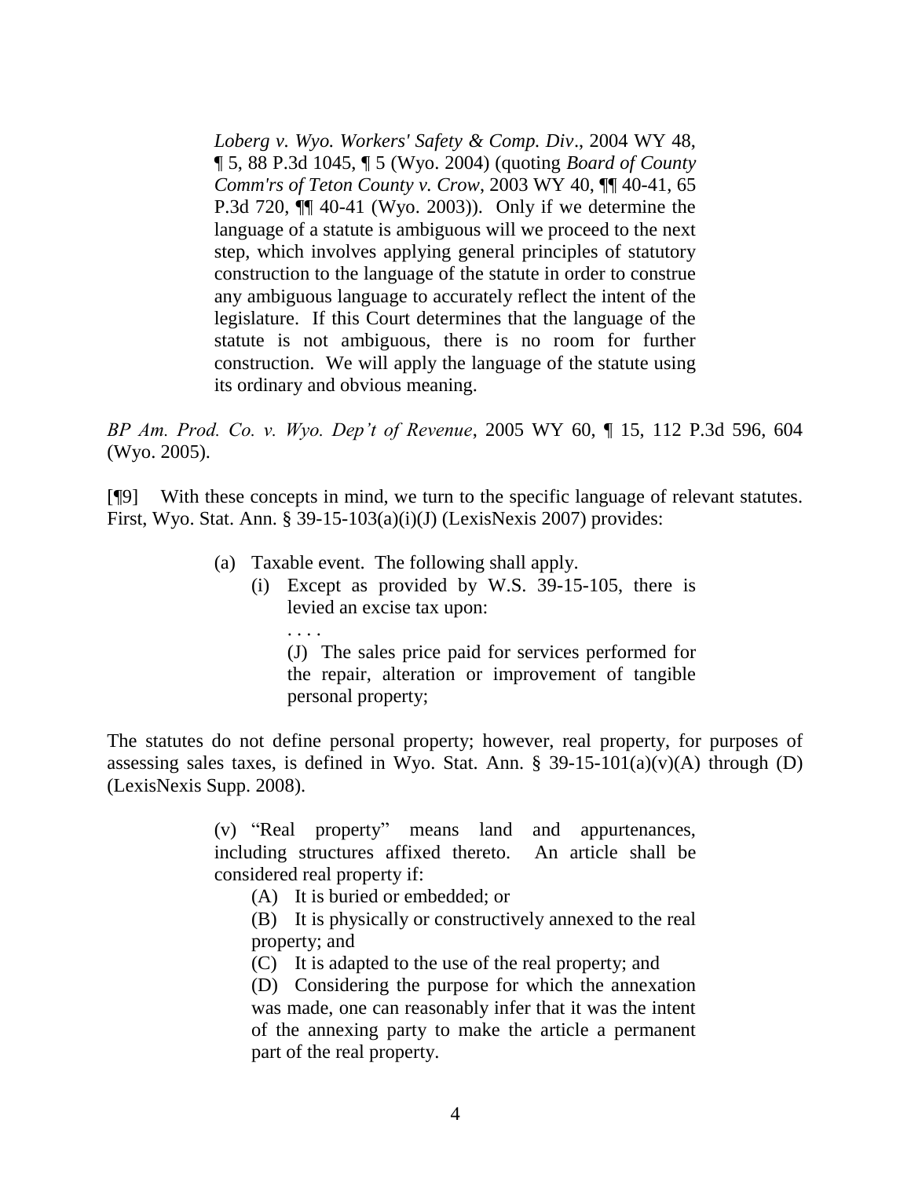> *Loberg v. Wyo. Workers' Safety & Comp. Div*., 2004 WY 48, ¶ 5, 88 P.3d 1045, ¶ 5 (Wyo. 2004) (quoting *Board of County Comm'rs of Teton County v. Crow*, 2003 WY 40, ¶¶ 40-41, 65 P.3d 720, ¶¶ 40-41 (Wyo. 2003)). Only if we determine the language of a statute is ambiguous will we proceed to the next step, which involves applying general principles of statutory construction to the language of the statute in order to construe any ambiguous language to accurately reflect the intent of the legislature. If this Court determines that the language of the statute is not ambiguous, there is no room for further construction. We will apply the language of the statute using its ordinary and obvious meaning.

*BP Am. Prod. Co. v. Wyo. Dep't of Revenue*, 2005 WY 60, ¶ 15, 112 P.3d 596, 604 (Wyo. 2005).

[¶9] With these concepts in mind, we turn to the specific language of relevant statutes. First, Wyo. Stat. Ann. § 39-15-103(a)(i)(J) (LexisNexis 2007) provides:

> (a) Taxable event. The following shall apply.
>
> (i) Except as provided by W.S. 39-15-105, there is levied an excise tax upon:
>
> . . . .
>
> (J) The sales price paid for services performed for the repair, alteration or improvement of tangible personal property;

The statutes do not define personal property; however, real property, for purposes of assessing sales taxes, is defined in Wyo. Stat. Ann. § 39-15-101(a)(v)(A) through (D) (LexisNexis Supp. 2008).

> (v) "Real property" means land and appurtenances, including structures affixed thereto. An article shall be considered real property if:
>
> (A) It is buried or embedded; or
>
> (B) It is physically or constructively annexed to the real property; and
>
> (C) It is adapted to the use of the real property; and
>
> (D) Considering the purpose for which the annexation was made, one can reasonably infer that it was the intent of the annexing party to make the article a permanent part of the real property.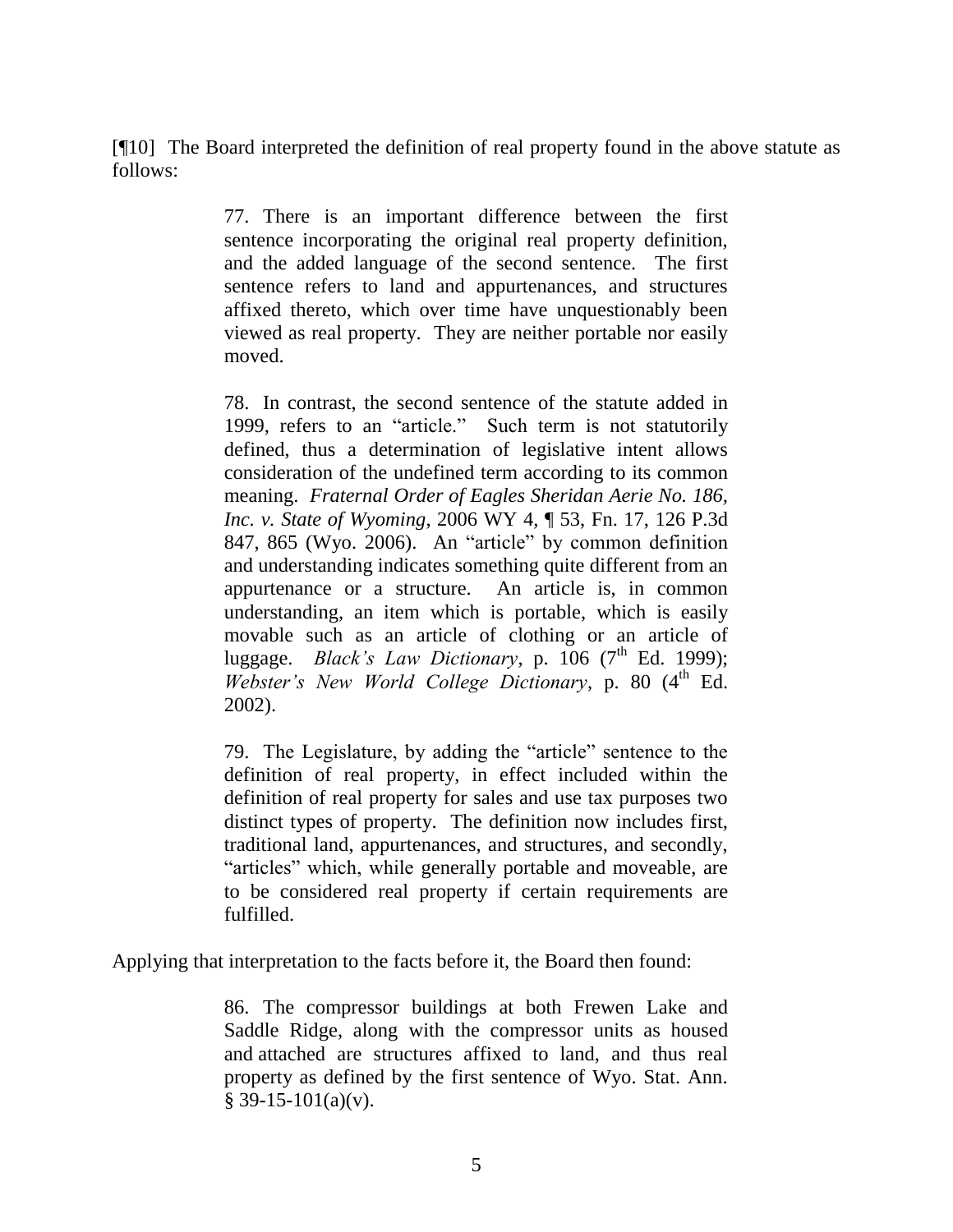[¶10] The Board interpreted the definition of real property found in the above statute as follows:

> 77. There is an important difference between the first sentence incorporating the original real property definition, and the added language of the second sentence. The first sentence refers to land and appurtenances, and structures affixed thereto, which over time have unquestionably been viewed as real property. They are neither portable nor easily moved.
>
> 78. In contrast, the second sentence of the statute added in 1999, refers to an "article." Such term is not statutorily defined, thus a determination of legislative intent allows consideration of the undefined term according to its common meaning. *Fraternal Order of Eagles Sheridan Aerie No. 186, Inc. v. State of Wyoming*, 2006 WY 4, ¶ 53, Fn. 17, 126 P.3d 847, 865 (Wyo. 2006). An "article" by common definition and understanding indicates something quite different from an appurtenance or a structure. An article is, in common understanding, an item which is portable, which is easily movable such as an article of clothing or an article of luggage. *Black's Law Dictionary*, p. 106 (7th Ed. 1999); *Webster's New World College Dictionary*, p. 80 (4th Ed. 2002).
>
> 79. The Legislature, by adding the "article" sentence to the definition of real property, in effect included within the definition of real property for sales and use tax purposes two distinct types of property. The definition now includes first, traditional land, appurtenances, and structures, and secondly, "articles" which, while generally portable and moveable, are to be considered real property if certain requirements are fulfilled.

Applying that interpretation to the facts before it, the Board then found:

> 86. The compressor buildings at both Frewen Lake and Saddle Ridge, along with the compressor units as housed and attached are structures affixed to land, and thus real property as defined by the first sentence of Wyo. Stat. Ann. § 39-15-101(a)(v).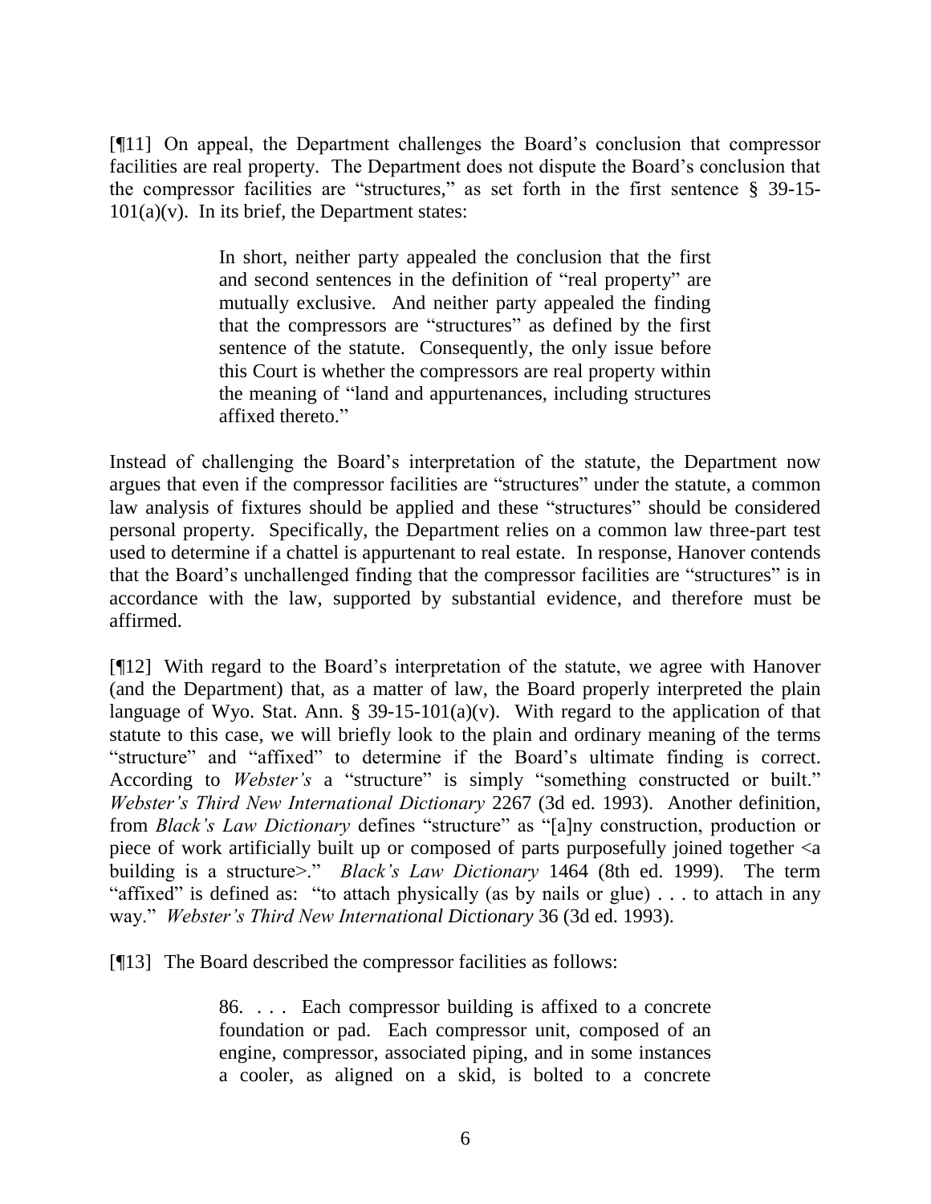[¶11] On appeal, the Department challenges the Board's conclusion that compressor facilities are real property. The Department does not dispute the Board's conclusion that the compressor facilities are "structures," as set forth in the first sentence § 39-15-101(a)(v). In its brief, the Department states:

> In short, neither party appealed the conclusion that the first and second sentences in the definition of "real property" are mutually exclusive. And neither party appealed the finding that the compressors are "structures" as defined by the first sentence of the statute. Consequently, the only issue before this Court is whether the compressors are real property within the meaning of "land and appurtenances, including structures affixed thereto."

Instead of challenging the Board's interpretation of the statute, the Department now argues that even if the compressor facilities are "structures" under the statute, a common law analysis of fixtures should be applied and these "structures" should be considered personal property. Specifically, the Department relies on a common law three-part test used to determine if a chattel is appurtenant to real estate. In response, Hanover contends that the Board's unchallenged finding that the compressor facilities are "structures" is in accordance with the law, supported by substantial evidence, and therefore must be affirmed.

[¶12] With regard to the Board's interpretation of the statute, we agree with Hanover (and the Department) that, as a matter of law, the Board properly interpreted the plain language of Wyo. Stat. Ann. § 39-15-101(a)(v). With regard to the application of that statute to this case, we will briefly look to the plain and ordinary meaning of the terms "structure" and "affixed" to determine if the Board's ultimate finding is correct. According to *Webster's* a "structure" is simply "something constructed or built." *Webster's Third New International Dictionary* 2267 (3d ed. 1993). Another definition, from *Black's Law Dictionary* defines "structure" as "[a]ny construction, production or piece of work artificially built up or composed of parts purposefully joined together <a building is a structure>." *Black's Law Dictionary* 1464 (8th ed. 1999). The term "affixed" is defined as: "to attach physically (as by nails or glue) . . . to attach in any way." *Webster's Third New International Dictionary* 36 (3d ed. 1993).

[¶13] The Board described the compressor facilities as follows:

> 86. . . . Each compressor building is affixed to a concrete foundation or pad. Each compressor unit, composed of an engine, compressor, associated piping, and in some instances a cooler, as aligned on a skid, is bolted to a concrete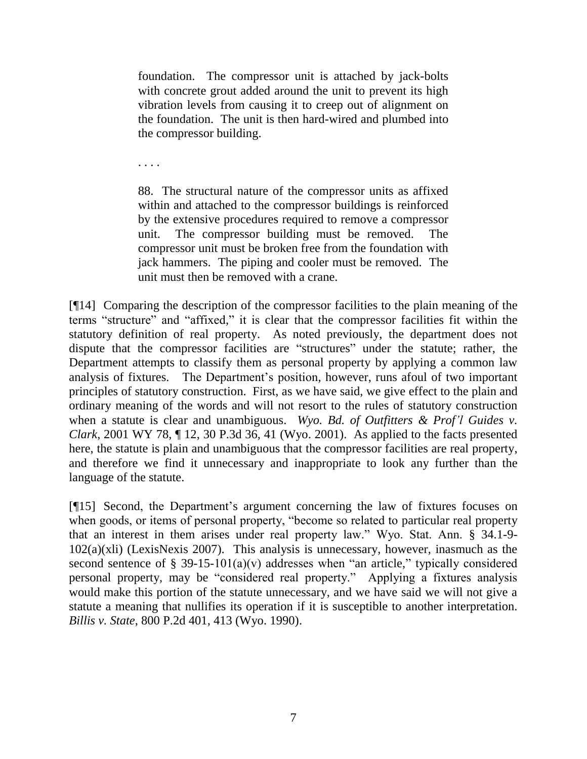> foundation. The compressor unit is attached by jack-bolts with concrete grout added around the unit to prevent its high vibration levels from causing it to creep out of alignment on the foundation. The unit is then hard-wired and plumbed into the compressor building.
>
> . . . .
>
> 88. The structural nature of the compressor units as affixed within and attached to the compressor buildings is reinforced by the extensive procedures required to remove a compressor unit. The compressor building must be removed. The compressor unit must be broken free from the foundation with jack hammers. The piping and cooler must be removed. The unit must then be removed with a crane.

[¶14] Comparing the description of the compressor facilities to the plain meaning of the terms "structure" and "affixed," it is clear that the compressor facilities fit within the statutory definition of real property. As noted previously, the department does not dispute that the compressor facilities are "structures" under the statute; rather, the Department attempts to classify them as personal property by applying a common law analysis of fixtures. The Department's position, however, runs afoul of two important principles of statutory construction. First, as we have said, we give effect to the plain and ordinary meaning of the words and will not resort to the rules of statutory construction when a statute is clear and unambiguous. *Wyo. Bd. of Outfitters & Prof'l Guides v. Clark*, 2001 WY 78, ¶ 12, 30 P.3d 36, 41 (Wyo. 2001). As applied to the facts presented here, the statute is plain and unambiguous that the compressor facilities are real property, and therefore we find it unnecessary and inappropriate to look any further than the language of the statute.

[¶15] Second, the Department's argument concerning the law of fixtures focuses on when goods, or items of personal property, "become so related to particular real property that an interest in them arises under real property law." Wyo. Stat. Ann. § 34.1-9-102(a)(xli) (LexisNexis 2007). This analysis is unnecessary, however, inasmuch as the second sentence of § 39-15-101(a)(v) addresses when "an article," typically considered personal property, may be "considered real property." Applying a fixtures analysis would make this portion of the statute unnecessary, and we have said we will not give a statute a meaning that nullifies its operation if it is susceptible to another interpretation. *Billis v. State*, 800 P.2d 401, 413 (Wyo. 1990).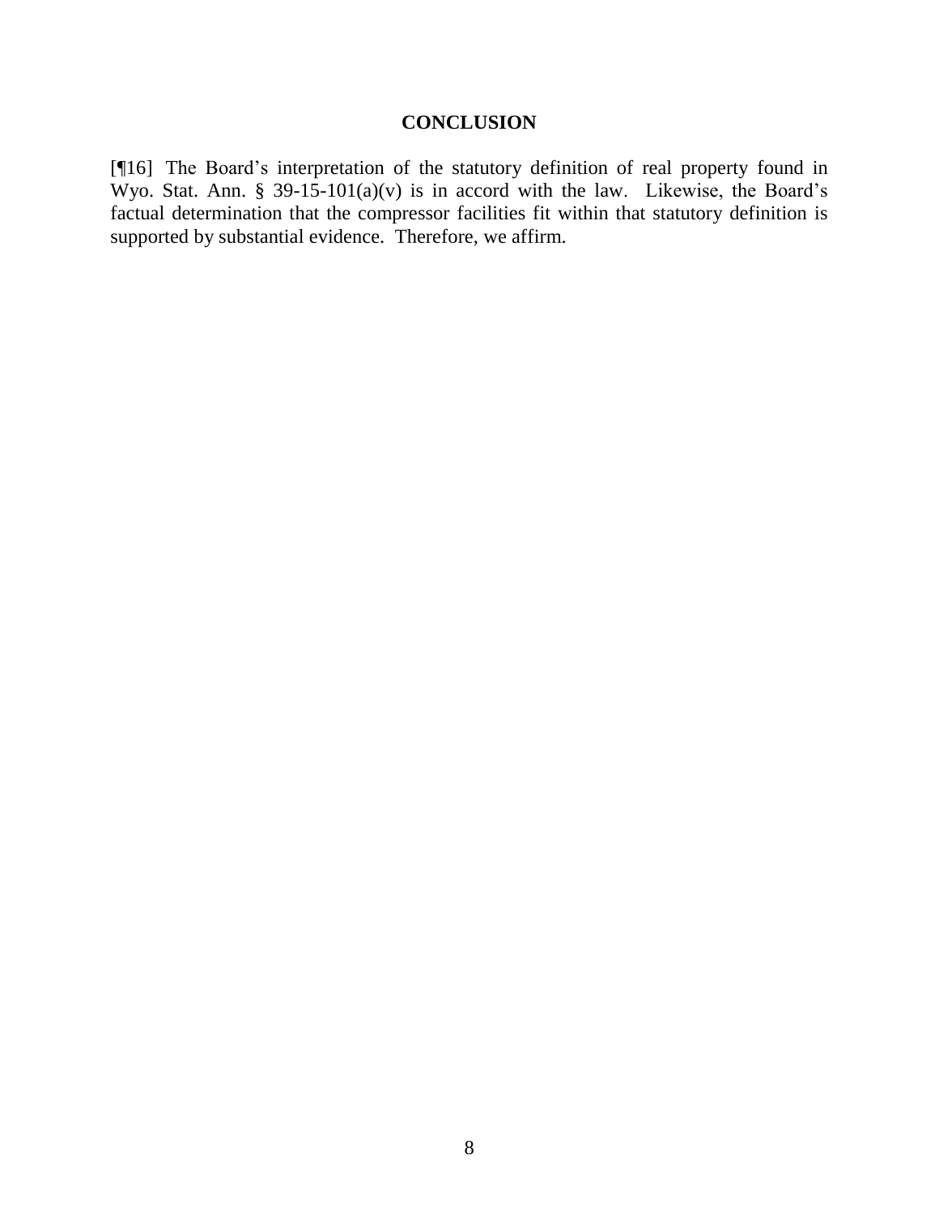## CONCLUSION

[¶16] The Board's interpretation of the statutory definition of real property found in Wyo. Stat. Ann. § 39-15-101(a)(v) is in accord with the law. Likewise, the Board's factual determination that the compressor facilities fit within that statutory definition is supported by substantial evidence. Therefore, we affirm.